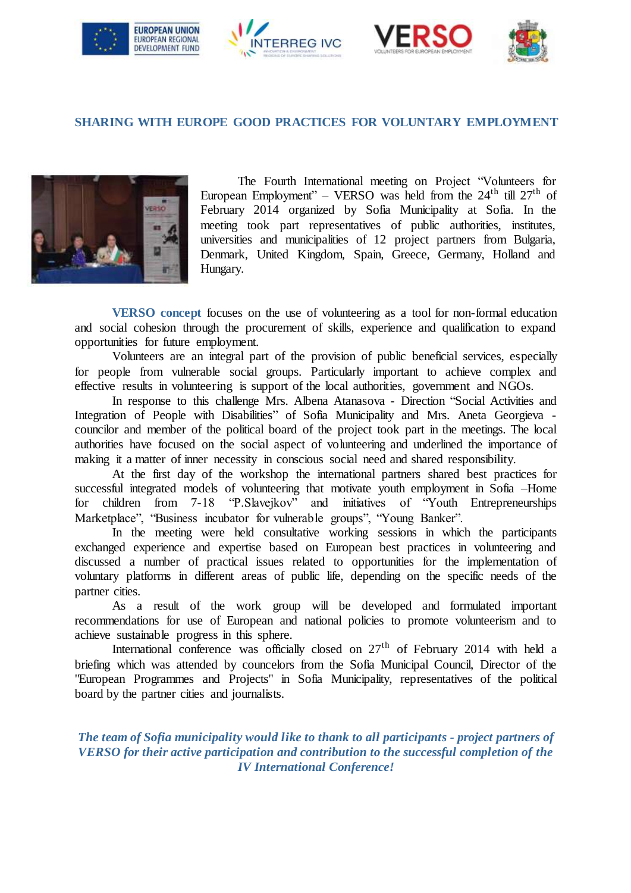## SHARING WITH EUROPE GOOD PRACTICES FOR VOLUNTARY EMPLOYMENT

The Fourth International meeting on Project "Volunteers for European Employment" – VERSO was held from the 24th till 27th of February 2014 organized by Sofia Municipality at Sofia. In the meeting took part representatives of public authorities, institutes, universities and municipalities of 12 project partners from Bulgaria, Denmark, United Kingdom, Spain, Greece, Germany, Holland and Hungary.

**VERSO concept** focuses on the use of volunteering as a tool for non-formal education and social cohesion through the procurement of skills, experience and qualification to expand opportunities for future employment.

Volunteers are an integral part of the provision of public beneficial services, especially for people from vulnerable social groups. Particularly important to achieve complex and effective results in volunteering is support of the local authorities, government and NGOs.

In response to this challenge Mrs. Albena Atanasova - Direction "Social Activities and Integration of People with Disabilities" of Sofia Municipality and Mrs. Aneta Georgieva - councilor and member of the political board of the project took part in the meetings. The local authorities have focused on the social aspect of volunteering and underlined the importance of making it a matter of inner necessity in conscious social need and shared responsibility.

At the first day of the workshop the international partners shared best practices for successful integrated models of volunteering that motivate youth employment in Sofia –Home for children from 7-18 "P.Slavejkov" and initiatives of "Youth Entrepreneurships Marketplace", "Business incubator for vulnerable groups", "Young Banker".

In the meeting were held consultative working sessions in which the participants exchanged experience and expertise based on European best practices in volunteering and discussed a number of practical issues related to opportunities for the implementation of voluntary platforms in different areas of public life, depending on the specific needs of the partner cities.

As a result of the work group will be developed and formulated important recommendations for use of European and national policies to promote volunteerism and to achieve sustainable progress in this sphere.

International conference was officially closed on 27th of February 2014 with held a briefing which was attended by councelors from the Sofia Municipal Council, Director of the "European Programmes and Projects" in Sofia Municipality, representatives of the political board by the partner cities and journalists.

***The team of Sofia municipality would like to thank to all participants - project partners of VERSO for their active participation and contribution to the successful completion of the IV International Conference!***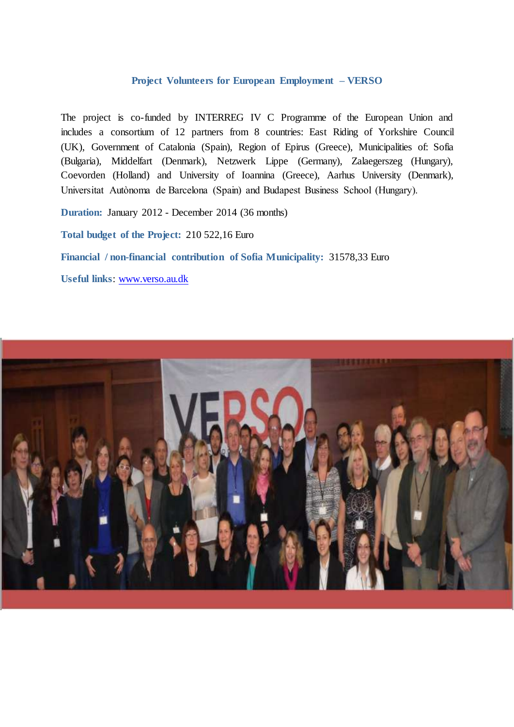## Project Volunteers for European Employment – VERSO

The project is co-funded by INTERREG IV C Programme of the European Union and includes a consortium of 12 partners from 8 countries: East Riding of Yorkshire Council (UK), Government of Catalonia (Spain), Region of Epirus (Greece), Municipalities of: Sofia (Bulgaria), Middelfart (Denmark), Netzwerk Lippe (Germany), Zalaegerszeg (Hungary), Coevorden (Holland) and University of Ioannina (Greece), Aarhus University (Denmark), Universitat Autònoma de Barcelona (Spain) and Budapest Business School (Hungary).

**Duration:** January 2012 - December 2014 (36 months)

**Total budget of the Project:** 210 522,16 Euro

**Financial / non-financial contribution of Sofia Municipality:** 31578,33 Euro

**Useful links**: www.verso.au.dk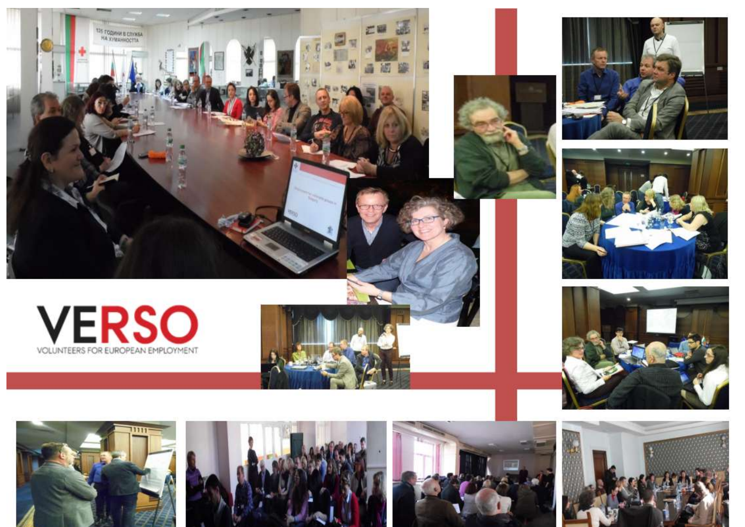VERSO

VOLUNTEERS FOR EUROPEAN EMPLOYMENT